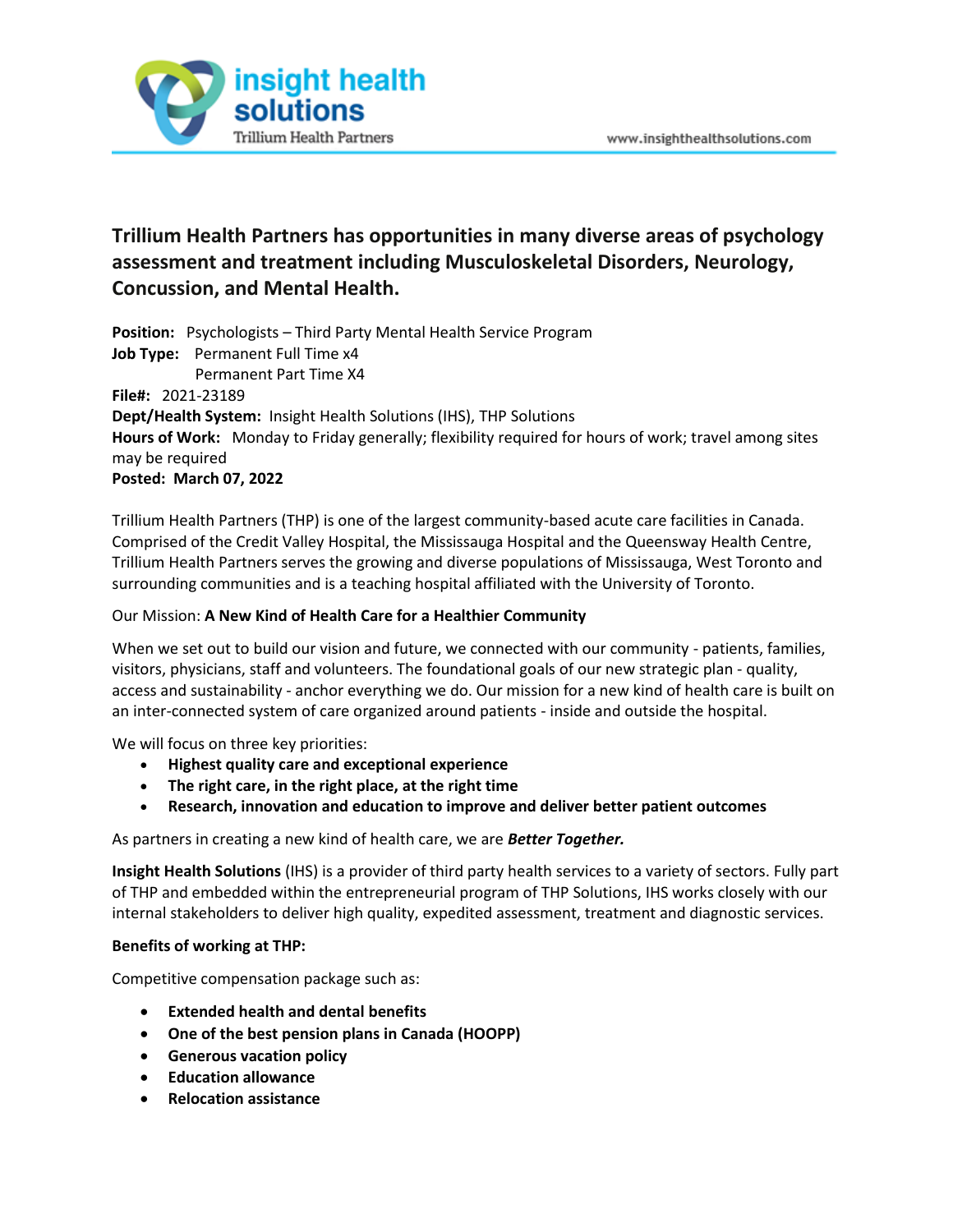## Trillium Health Partners has opportunities in many diverse areas of psychology assessment and treatment including Musculoskeletal Disorders, Neurology, Concussion, and Mental Health.

**Position:** Psychologists – Third Party Mental Health Service Program
**Job Type:** Permanent Full Time x4
Permanent Part Time X4
**File#:** 2021-23189
**Dept/Health System:** Insight Health Solutions (IHS), THP Solutions
**Hours of Work:** Monday to Friday generally; flexibility required for hours of work; travel among sites may be required
**Posted: March 07, 2022**

Trillium Health Partners (THP) is one of the largest community-based acute care facilities in Canada. Comprised of the Credit Valley Hospital, the Mississauga Hospital and the Queensway Health Centre, Trillium Health Partners serves the growing and diverse populations of Mississauga, West Toronto and surrounding communities and is a teaching hospital affiliated with the University of Toronto.

Our Mission: **A New Kind of Health Care for a Healthier Community**

When we set out to build our vision and future, we connected with our community - patients, families, visitors, physicians, staff and volunteers. The foundational goals of our new strategic plan - quality, access and sustainability - anchor everything we do. Our mission for a new kind of health care is built on an inter-connected system of care organized around patients - inside and outside the hospital.

We will focus on three key priorities:

- **Highest quality care and exceptional experience**
- **The right care, in the right place, at the right time**
- **Research, innovation and education to improve and deliver better patient outcomes**

As partners in creating a new kind of health care, we are ***Better Together.***

**Insight Health Solutions** (IHS) is a provider of third party health services to a variety of sectors. Fully part of THP and embedded within the entrepreneurial program of THP Solutions, IHS works closely with our internal stakeholders to deliver high quality, expedited assessment, treatment and diagnostic services.

**Benefits of working at THP:**

Competitive compensation package such as:

- **Extended health and dental benefits**
- **One of the best pension plans in Canada (HOOPP)**
- **Generous vacation policy**
- **Education allowance**
- **Relocation assistance**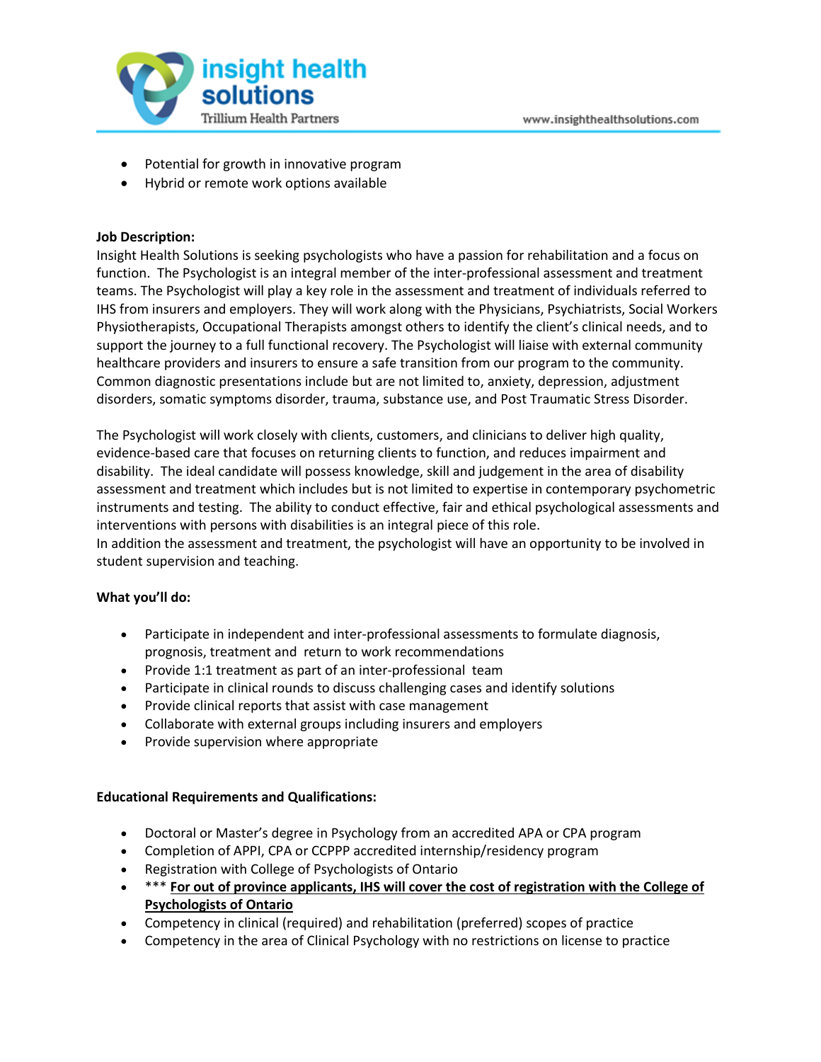- Potential for growth in innovative program
- Hybrid or remote work options available

**Job Description:**

Insight Health Solutions is seeking psychologists who have a passion for rehabilitation and a focus on function. The Psychologist is an integral member of the inter-professional assessment and treatment teams. The Psychologist will play a key role in the assessment and treatment of individuals referred to IHS from insurers and employers. They will work along with the Physicians, Psychiatrists, Social Workers Physiotherapists, Occupational Therapists amongst others to identify the client's clinical needs, and to support the journey to a full functional recovery. The Psychologist will liaise with external community healthcare providers and insurers to ensure a safe transition from our program to the community. Common diagnostic presentations include but are not limited to, anxiety, depression, adjustment disorders, somatic symptoms disorder, trauma, substance use, and Post Traumatic Stress Disorder.

The Psychologist will work closely with clients, customers, and clinicians to deliver high quality, evidence-based care that focuses on returning clients to function, and reduces impairment and disability. The ideal candidate will possess knowledge, skill and judgement in the area of disability assessment and treatment which includes but is not limited to expertise in contemporary psychometric instruments and testing. The ability to conduct effective, fair and ethical psychological assessments and interventions with persons with disabilities is an integral piece of this role.
In addition the assessment and treatment, the psychologist will have an opportunity to be involved in student supervision and teaching.

**What you'll do:**

- Participate in independent and inter-professional assessments to formulate diagnosis, prognosis, treatment and return to work recommendations
- Provide 1:1 treatment as part of an inter-professional team
- Participate in clinical rounds to discuss challenging cases and identify solutions
- Provide clinical reports that assist with case management
- Collaborate with external groups including insurers and employers
- Provide supervision where appropriate

**Educational Requirements and Qualifications:**

- Doctoral or Master's degree in Psychology from an accredited APA or CPA program
- Completion of APPI, CPA or CCPPP accredited internship/residency program
- Registration with College of Psychologists of Ontario
- *** **For out of province applicants, IHS will cover the cost of registration with the College of Psychologists of Ontario**
- Competency in clinical (required) and rehabilitation (preferred) scopes of practice
- Competency in the area of Clinical Psychology with no restrictions on license to practice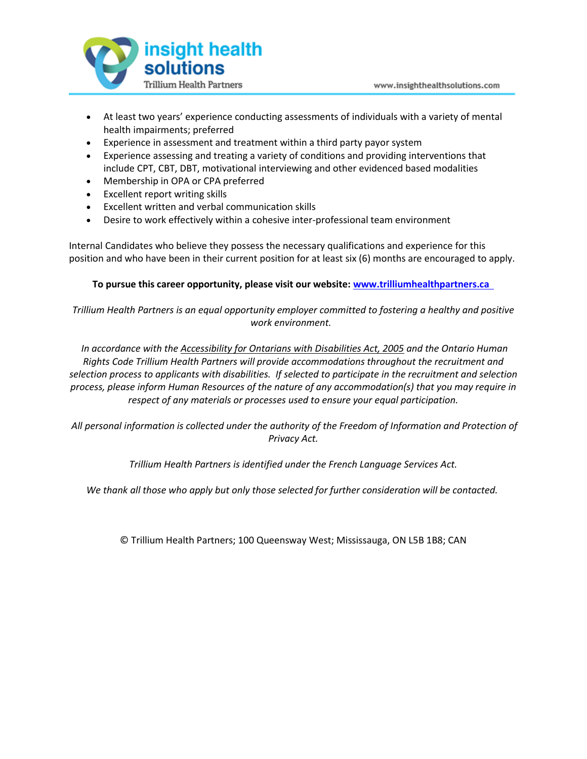- At least two years' experience conducting assessments of individuals with a variety of mental health impairments; preferred
- Experience in assessment and treatment within a third party payor system
- Experience assessing and treating a variety of conditions and providing interventions that include CPT, CBT, DBT, motivational interviewing and other evidenced based modalities
- Membership in OPA or CPA preferred
- Excellent report writing skills
- Excellent written and verbal communication skills
- Desire to work effectively within a cohesive inter-professional team environment

Internal Candidates who believe they possess the necessary qualifications and experience for this position and who have been in their current position for at least six (6) months are encouraged to apply.

**To pursue this career opportunity, please visit our website: [www.trilliumhealthpartners.ca](http://www.trilliumhealthpartners.ca)**

*Trillium Health Partners is an equal opportunity employer committed to fostering a healthy and positive work environment.*

*In accordance with the Accessibility for Ontarians with Disabilities Act, 2005 and the Ontario Human Rights Code Trillium Health Partners will provide accommodations throughout the recruitment and selection process to applicants with disabilities. If selected to participate in the recruitment and selection process, please inform Human Resources of the nature of any accommodation(s) that you may require in respect of any materials or processes used to ensure your equal participation.*

*All personal information is collected under the authority of the Freedom of Information and Protection of Privacy Act.*

*Trillium Health Partners is identified under the French Language Services Act.*

*We thank all those who apply but only those selected for further consideration will be contacted.*

© Trillium Health Partners; 100 Queensway West; Mississauga, ON L5B 1B8; CAN